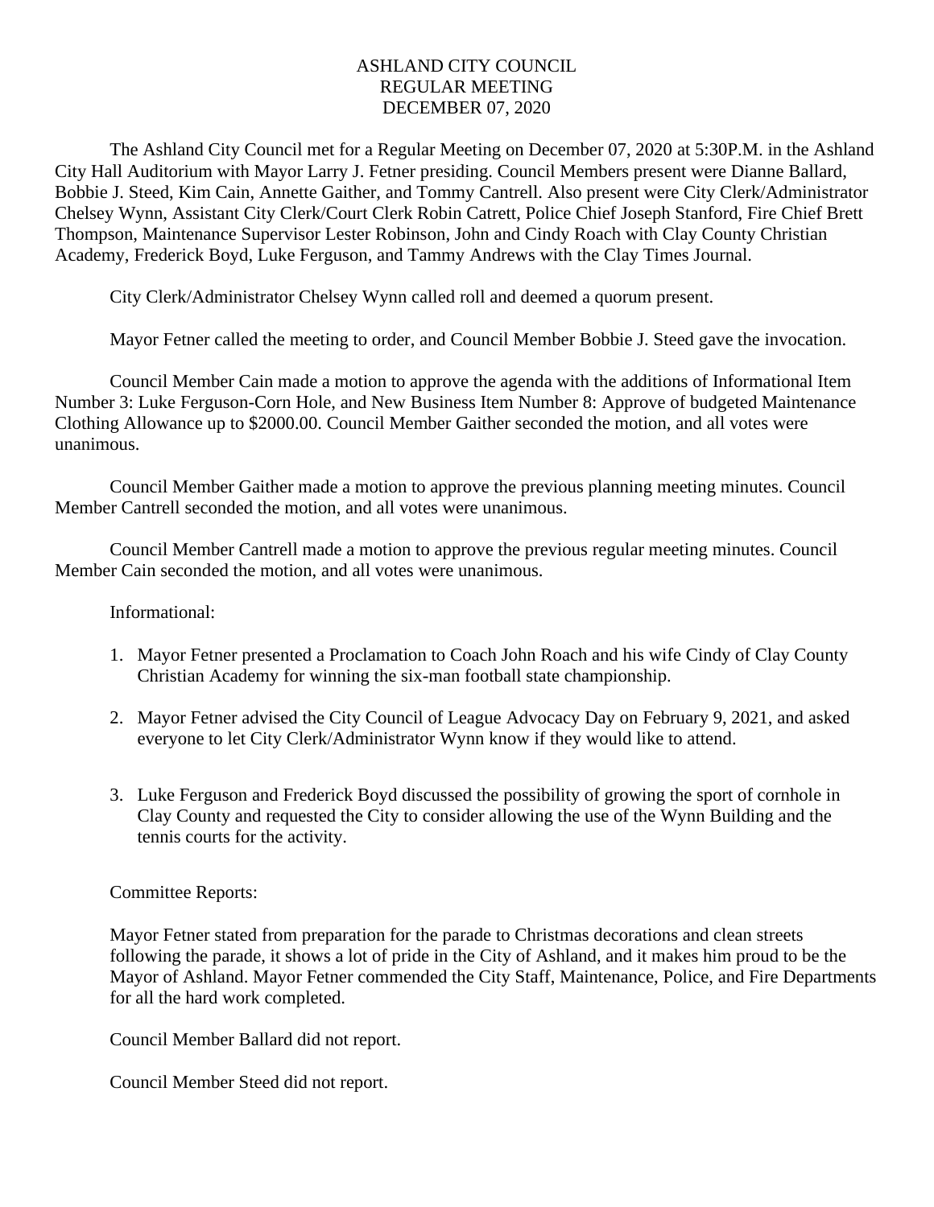# ASHLAND CITY COUNCIL
## REGULAR MEETING
## DECEMBER 07, 2020

The Ashland City Council met for a Regular Meeting on December 07, 2020 at 5:30P.M. in the Ashland City Hall Auditorium with Mayor Larry J. Fetner presiding. Council Members present were Dianne Ballard, Bobbie J. Steed, Kim Cain, Annette Gaither, and Tommy Cantrell. Also present were City Clerk/Administrator Chelsey Wynn, Assistant City Clerk/Court Clerk Robin Catrett, Police Chief Joseph Stanford, Fire Chief Brett Thompson, Maintenance Supervisor Lester Robinson, John and Cindy Roach with Clay County Christian Academy, Frederick Boyd, Luke Ferguson, and Tammy Andrews with the Clay Times Journal.

City Clerk/Administrator Chelsey Wynn called roll and deemed a quorum present.

Mayor Fetner called the meeting to order, and Council Member Bobbie J. Steed gave the invocation.

Council Member Cain made a motion to approve the agenda with the additions of Informational Item Number 3: Luke Ferguson-Corn Hole, and New Business Item Number 8: Approve of budgeted Maintenance Clothing Allowance up to $2000.00. Council Member Gaither seconded the motion, and all votes were unanimous.

Council Member Gaither made a motion to approve the previous planning meeting minutes. Council Member Cantrell seconded the motion, and all votes were unanimous.

Council Member Cantrell made a motion to approve the previous regular meeting minutes. Council Member Cain seconded the motion, and all votes were unanimous.

Informational:

1. Mayor Fetner presented a Proclamation to Coach John Roach and his wife Cindy of Clay County Christian Academy for winning the six-man football state championship.

2. Mayor Fetner advised the City Council of League Advocacy Day on February 9, 2021, and asked everyone to let City Clerk/Administrator Wynn know if they would like to attend.

3. Luke Ferguson and Frederick Boyd discussed the possibility of growing the sport of cornhole in Clay County and requested the City to consider allowing the use of the Wynn Building and the tennis courts for the activity.

Committee Reports:

Mayor Fetner stated from preparation for the parade to Christmas decorations and clean streets following the parade, it shows a lot of pride in the City of Ashland, and it makes him proud to be the Mayor of Ashland. Mayor Fetner commended the City Staff, Maintenance, Police, and Fire Departments for all the hard work completed.

Council Member Ballard did not report.

Council Member Steed did not report.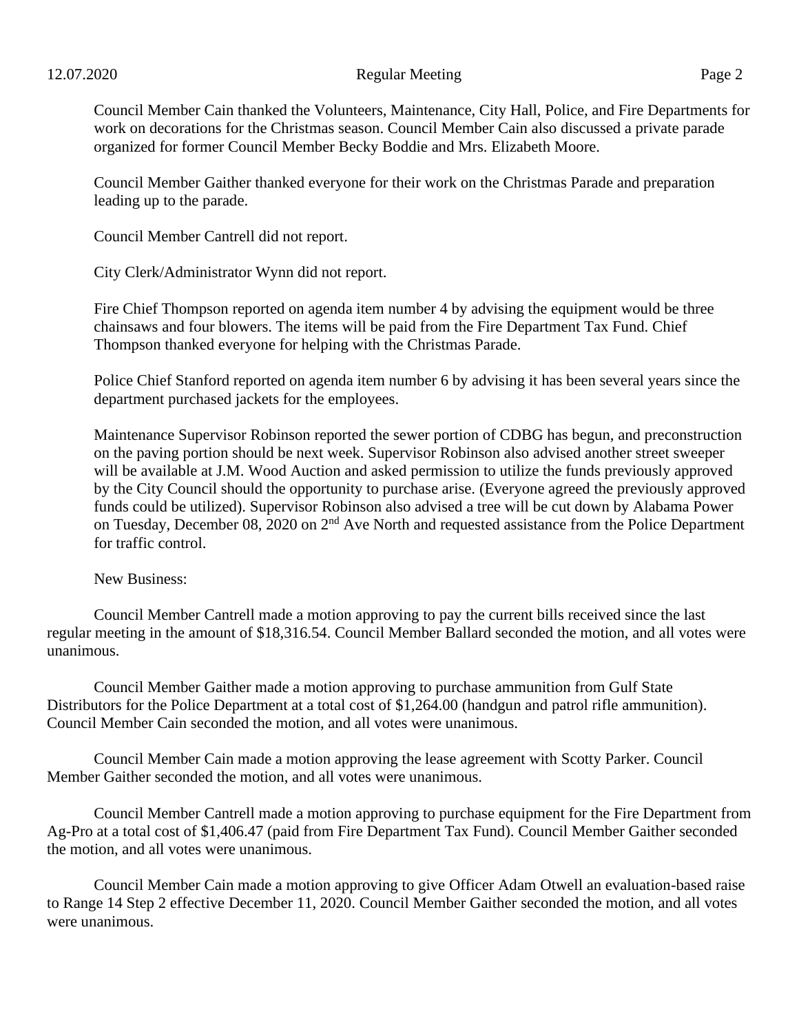Council Member Cain thanked the Volunteers, Maintenance, City Hall, Police, and Fire Departments for work on decorations for the Christmas season. Council Member Cain also discussed a private parade organized for former Council Member Becky Boddie and Mrs. Elizabeth Moore.

Council Member Gaither thanked everyone for their work on the Christmas Parade and preparation leading up to the parade.

Council Member Cantrell did not report.

City Clerk/Administrator Wynn did not report.

Fire Chief Thompson reported on agenda item number 4 by advising the equipment would be three chainsaws and four blowers. The items will be paid from the Fire Department Tax Fund. Chief Thompson thanked everyone for helping with the Christmas Parade.

Police Chief Stanford reported on agenda item number 6 by advising it has been several years since the department purchased jackets for the employees.

Maintenance Supervisor Robinson reported the sewer portion of CDBG has begun, and preconstruction on the paving portion should be next week. Supervisor Robinson also advised another street sweeper will be available at J.M. Wood Auction and asked permission to utilize the funds previously approved by the City Council should the opportunity to purchase arise. (Everyone agreed the previously approved funds could be utilized). Supervisor Robinson also advised a tree will be cut down by Alabama Power on Tuesday, December 08, 2020 on 2nd Ave North and requested assistance from the Police Department for traffic control.

New Business:

Council Member Cantrell made a motion approving to pay the current bills received since the last regular meeting in the amount of $18,316.54. Council Member Ballard seconded the motion, and all votes were unanimous.

Council Member Gaither made a motion approving to purchase ammunition from Gulf State Distributors for the Police Department at a total cost of $1,264.00 (handgun and patrol rifle ammunition). Council Member Cain seconded the motion, and all votes were unanimous.

Council Member Cain made a motion approving the lease agreement with Scotty Parker. Council Member Gaither seconded the motion, and all votes were unanimous.

Council Member Cantrell made a motion approving to purchase equipment for the Fire Department from Ag-Pro at a total cost of $1,406.47 (paid from Fire Department Tax Fund). Council Member Gaither seconded the motion, and all votes were unanimous.

Council Member Cain made a motion approving to give Officer Adam Otwell an evaluation-based raise to Range 14 Step 2 effective December 11, 2020. Council Member Gaither seconded the motion, and all votes were unanimous.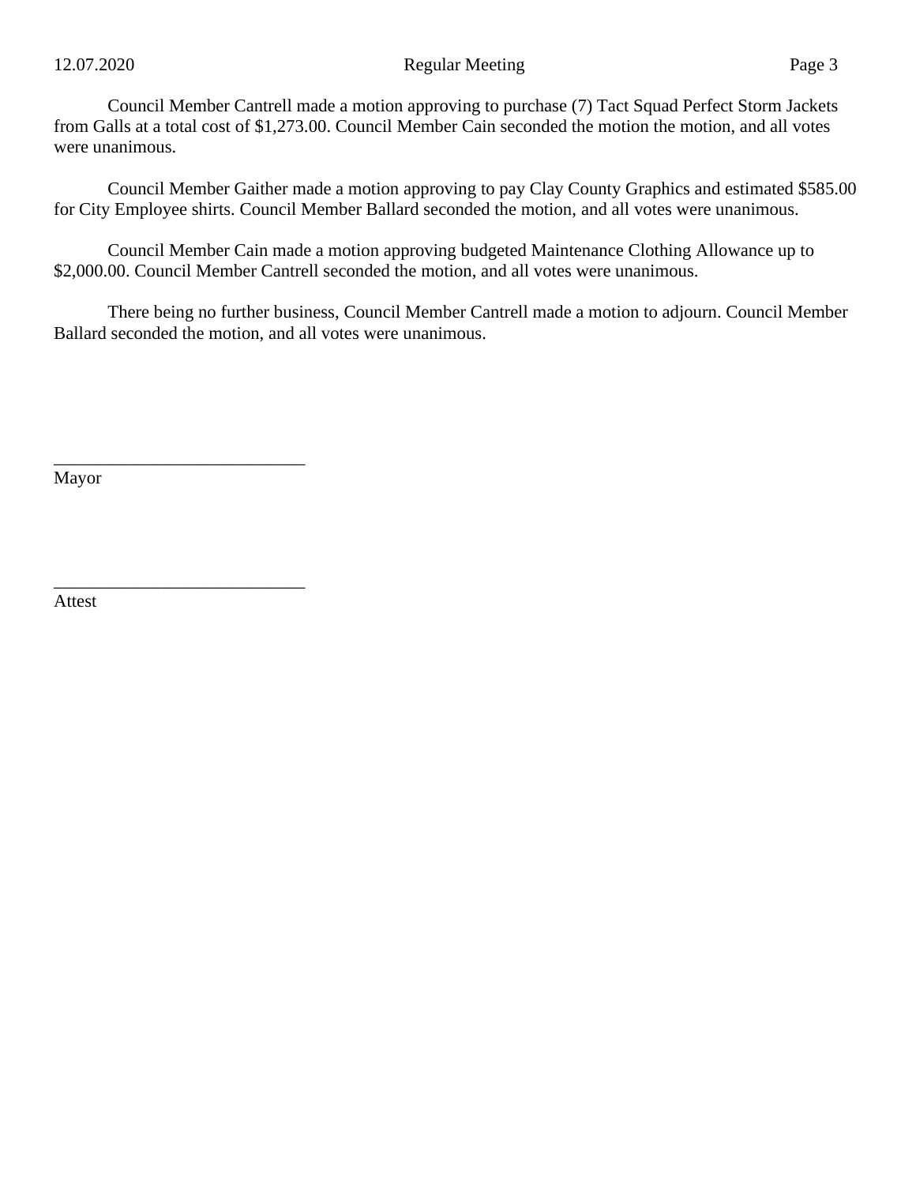Council Member Cantrell made a motion approving to purchase (7) Tact Squad Perfect Storm Jackets from Galls at a total cost of $1,273.00. Council Member Cain seconded the motion the motion, and all votes were unanimous.

Council Member Gaither made a motion approving to pay Clay County Graphics and estimated $585.00 for City Employee shirts. Council Member Ballard seconded the motion, and all votes were unanimous.

Council Member Cain made a motion approving budgeted Maintenance Clothing Allowance up to $2,000.00. Council Member Cantrell seconded the motion, and all votes were unanimous.

There being no further business, Council Member Cantrell made a motion to adjourn. Council Member Ballard seconded the motion, and all votes were unanimous.

\_\_\_\_\_\_\_\_\_\_\_\_\_\_\_\_\_\_\_\_\_\_\_\_\_\_\_\_

Mayor

\_\_\_\_\_\_\_\_\_\_\_\_\_\_\_\_\_\_\_\_\_\_\_\_\_\_\_\_

Attest